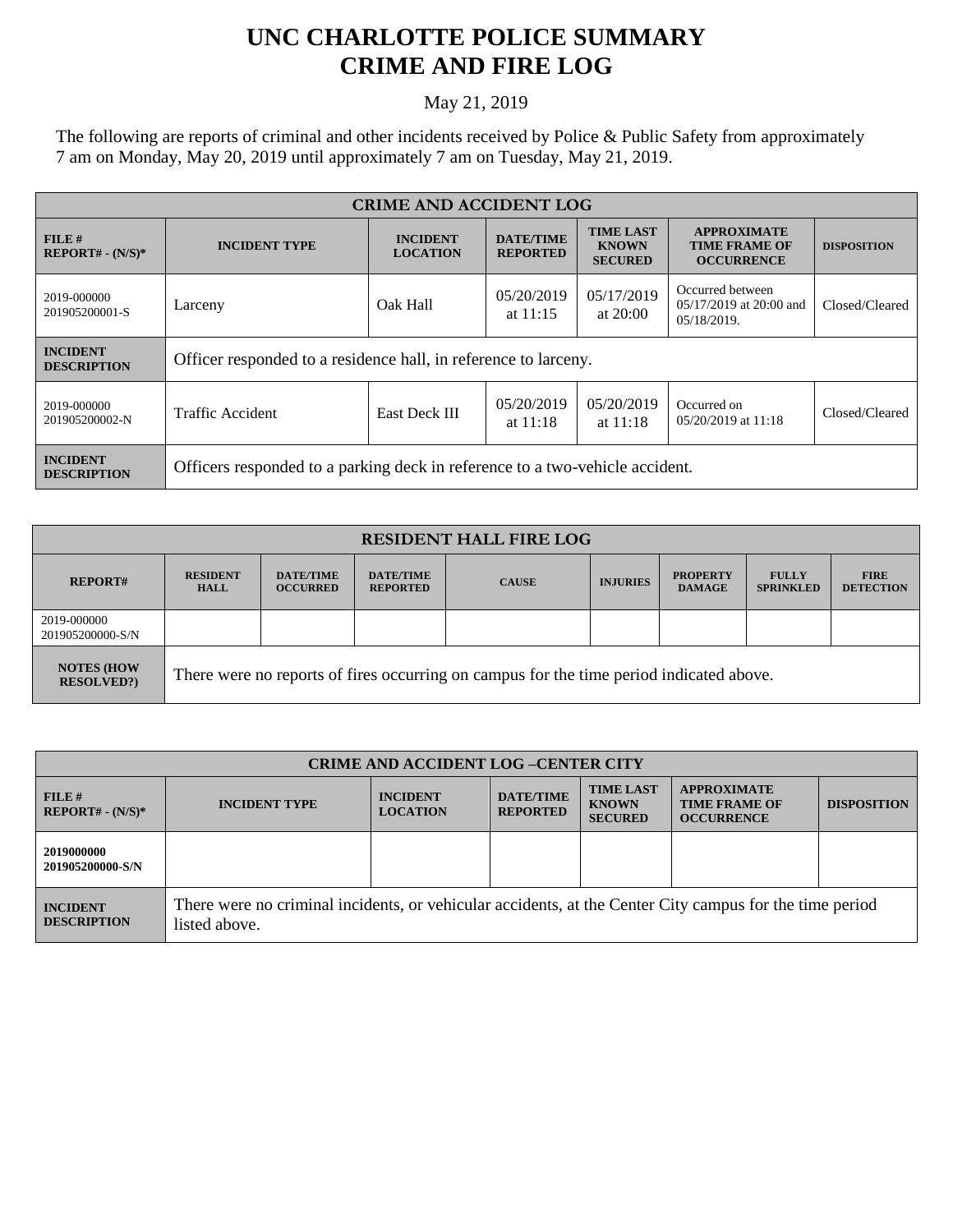# UNC CHARLOTTE POLICE SUMMARY
# CRIME AND FIRE LOG

May 21, 2019

The following are reports of criminal and other incidents received by Police & Public Safety from approximately 7 am on Monday, May 20, 2019 until approximately 7 am on Tuesday, May 21, 2019.

| CRIME AND ACCIDENT LOG | | | | | | |
|---|---|---|---|---|---|---|
| **FILE # REPORT# - (N/S)*** | **INCIDENT TYPE** | **INCIDENT LOCATION** | **DATE/TIME REPORTED** | **TIME LAST KNOWN SECURED** | **APPROXIMATE TIME FRAME OF OCCURRENCE** | **DISPOSITION** |
| 2019-000000 201905200001-S | Larceny | Oak Hall | 05/20/2019 at 11:15 | 05/17/2019 at 20:00 | Occurred between 05/17/2019 at 20:00 and 05/18/2019. | Closed/Cleared |
| **INCIDENT DESCRIPTION** | Officer responded to a residence hall, in reference to larceny. | | | | | |
| 2019-000000 201905200002-N | Traffic Accident | East Deck III | 05/20/2019 at 11:18 | 05/20/2019 at 11:18 | Occurred on 05/20/2019 at 11:18 | Closed/Cleared |
| **INCIDENT DESCRIPTION** | Officers responded to a parking deck in reference to a two-vehicle accident. | | | | | |

| RESIDENT HALL FIRE LOG | | | | | | | | |
|---|---|---|---|---|---|---|---|---|
| **REPORT#** | **RESIDENT HALL** | **DATE/TIME OCCURRED** | **DATE/TIME REPORTED** | **CAUSE** | **INJURIES** | **PROPERTY DAMAGE** | **FULLY SPRINKLED** | **FIRE DETECTION** |
| 2019-000000 201905200000-S/N | | | | | | | | |
| **NOTES (HOW RESOLVED?)** | There were no reports of fires occurring on campus for the time period indicated above. | | | | | | | |

| CRIME AND ACCIDENT LOG –CENTER CITY | | | | | | |
|---|---|---|---|---|---|---|
| **FILE # REPORT# - (N/S)*** | **INCIDENT TYPE** | **INCIDENT LOCATION** | **DATE/TIME REPORTED** | **TIME LAST KNOWN SECURED** | **APPROXIMATE TIME FRAME OF OCCURRENCE** | **DISPOSITION** |
| **2019000000 201905200000-S/N** | | | | | | |
| **INCIDENT DESCRIPTION** | There were no criminal incidents, or vehicular accidents, at the Center City campus for the time period listed above. | | | | | |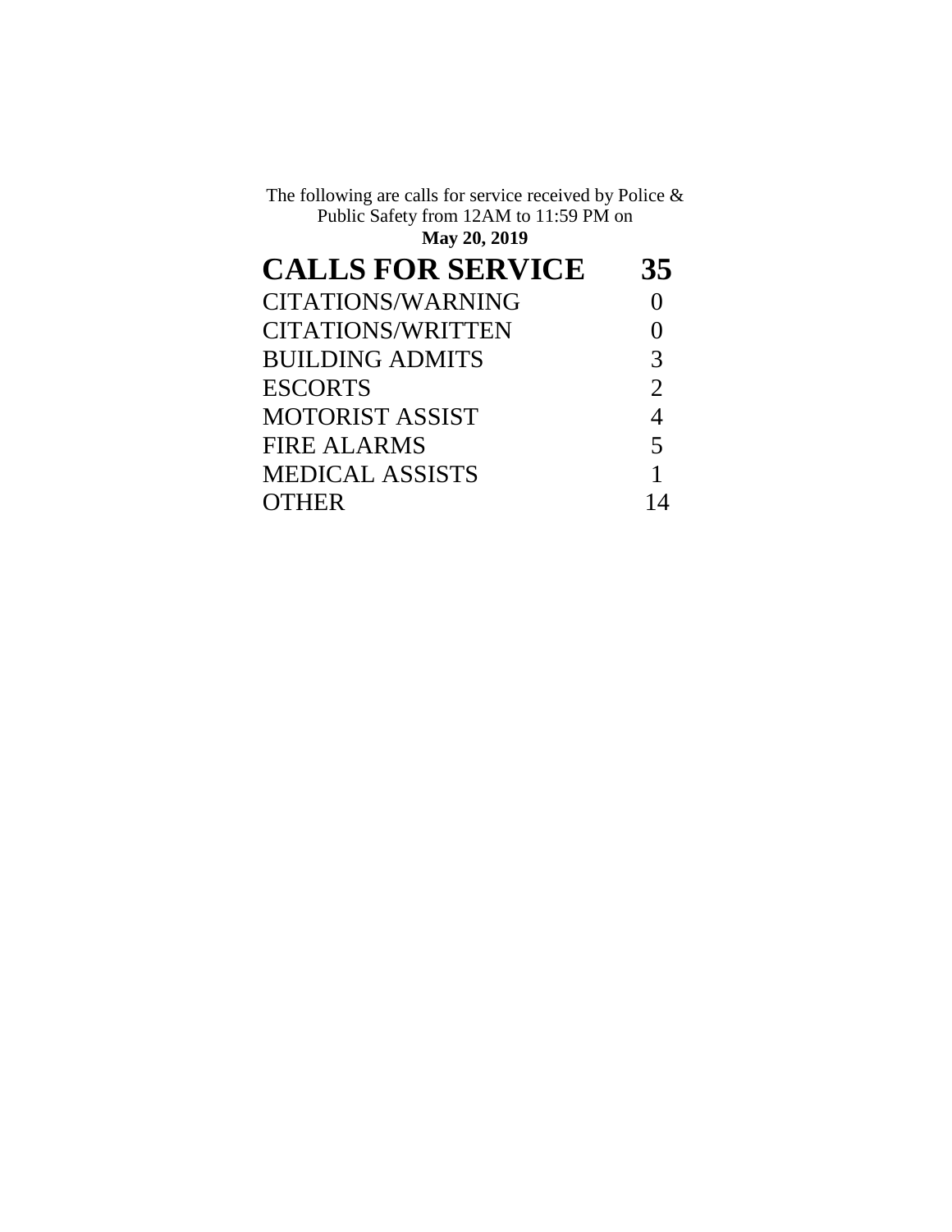The following are calls for service received by Police & Public Safety from 12AM to 11:59 PM on

**May 20, 2019**

| | |
|---|---|
| **CALLS FOR SERVICE** | **35** |
| CITATIONS/WARNING | 0 |
| CITATIONS/WRITTEN | 0 |
| BUILDING ADMITS | 3 |
| ESCORTS | 2 |
| MOTORIST ASSIST | 4 |
| FIRE ALARMS | 5 |
| MEDICAL ASSISTS | 1 |
| OTHER | 14 |